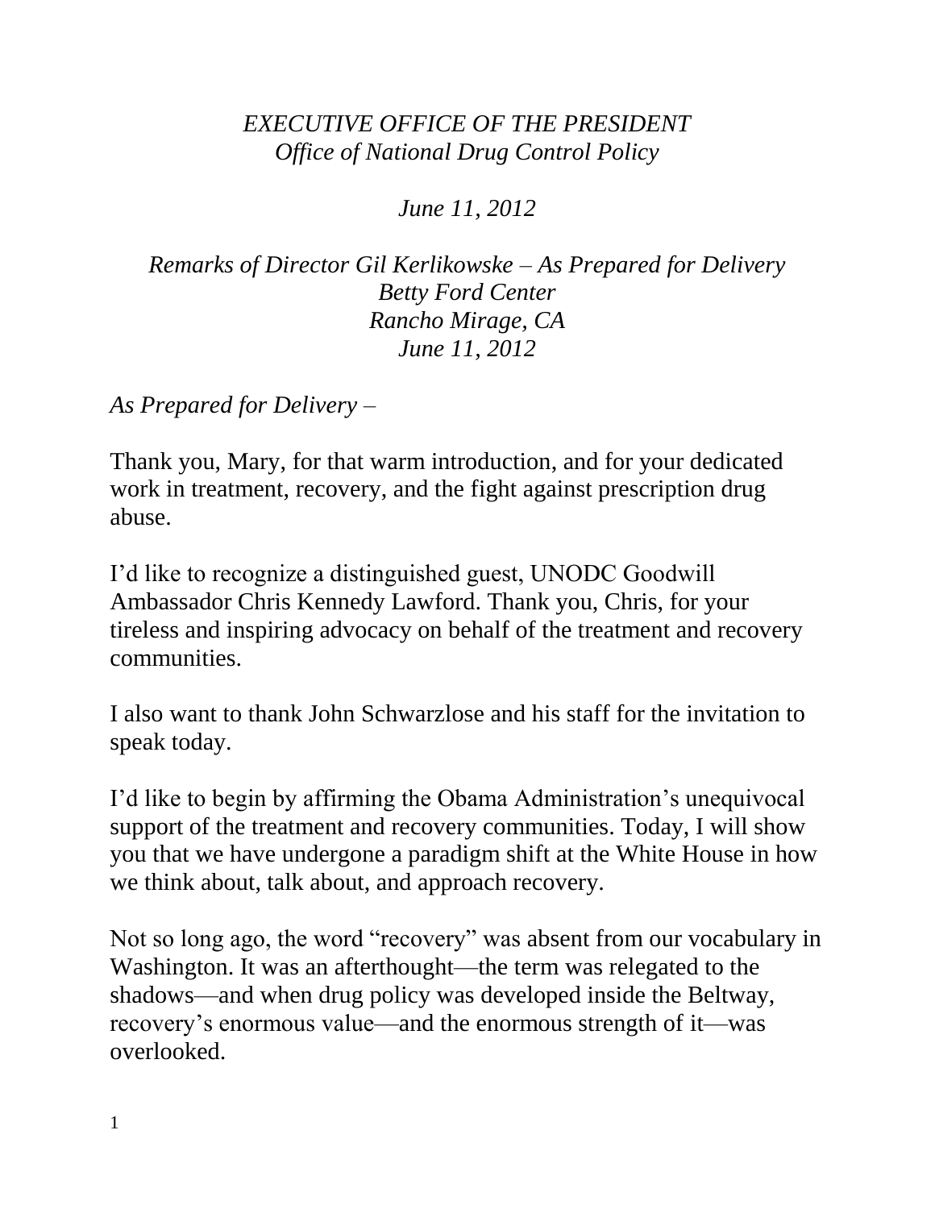*EXECUTIVE OFFICE OF THE PRESIDENT*
*Office of National Drug Control Policy*

*June 11, 2012*

*Remarks of Director Gil Kerlikowske – As Prepared for Delivery*
*Betty Ford Center*
*Rancho Mirage, CA*
*June 11, 2012*

*As Prepared for Delivery –*

Thank you, Mary, for that warm introduction, and for your dedicated work in treatment, recovery, and the fight against prescription drug abuse.

I'd like to recognize a distinguished guest, UNODC Goodwill Ambassador Chris Kennedy Lawford. Thank you, Chris, for your tireless and inspiring advocacy on behalf of the treatment and recovery communities.

I also want to thank John Schwarzlose and his staff for the invitation to speak today.

I'd like to begin by affirming the Obama Administration's unequivocal support of the treatment and recovery communities. Today, I will show you that we have undergone a paradigm shift at the White House in how we think about, talk about, and approach recovery.

Not so long ago, the word "recovery" was absent from our vocabulary in Washington. It was an afterthought—the term was relegated to the shadows—and when drug policy was developed inside the Beltway, recovery's enormous value—and the enormous strength of it—was overlooked.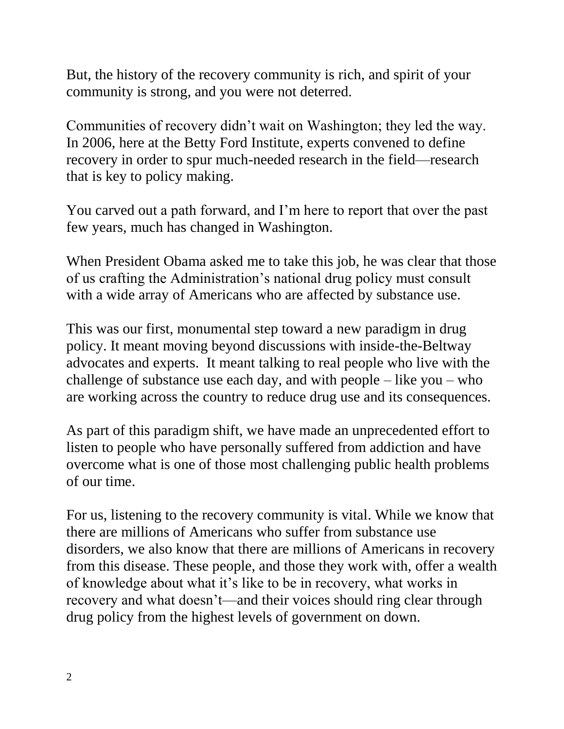But, the history of the recovery community is rich, and spirit of your community is strong, and you were not deterred.

Communities of recovery didn't wait on Washington; they led the way. In 2006, here at the Betty Ford Institute, experts convened to define recovery in order to spur much-needed research in the field—research that is key to policy making.

You carved out a path forward, and I'm here to report that over the past few years, much has changed in Washington.

When President Obama asked me to take this job, he was clear that those of us crafting the Administration's national drug policy must consult with a wide array of Americans who are affected by substance use.

This was our first, monumental step toward a new paradigm in drug policy. It meant moving beyond discussions with inside-the-Beltway advocates and experts. It meant talking to real people who live with the challenge of substance use each day, and with people – like you – who are working across the country to reduce drug use and its consequences.

As part of this paradigm shift, we have made an unprecedented effort to listen to people who have personally suffered from addiction and have overcome what is one of those most challenging public health problems of our time.

For us, listening to the recovery community is vital. While we know that there are millions of Americans who suffer from substance use disorders, we also know that there are millions of Americans in recovery from this disease. These people, and those they work with, offer a wealth of knowledge about what it's like to be in recovery, what works in recovery and what doesn't—and their voices should ring clear through drug policy from the highest levels of government on down.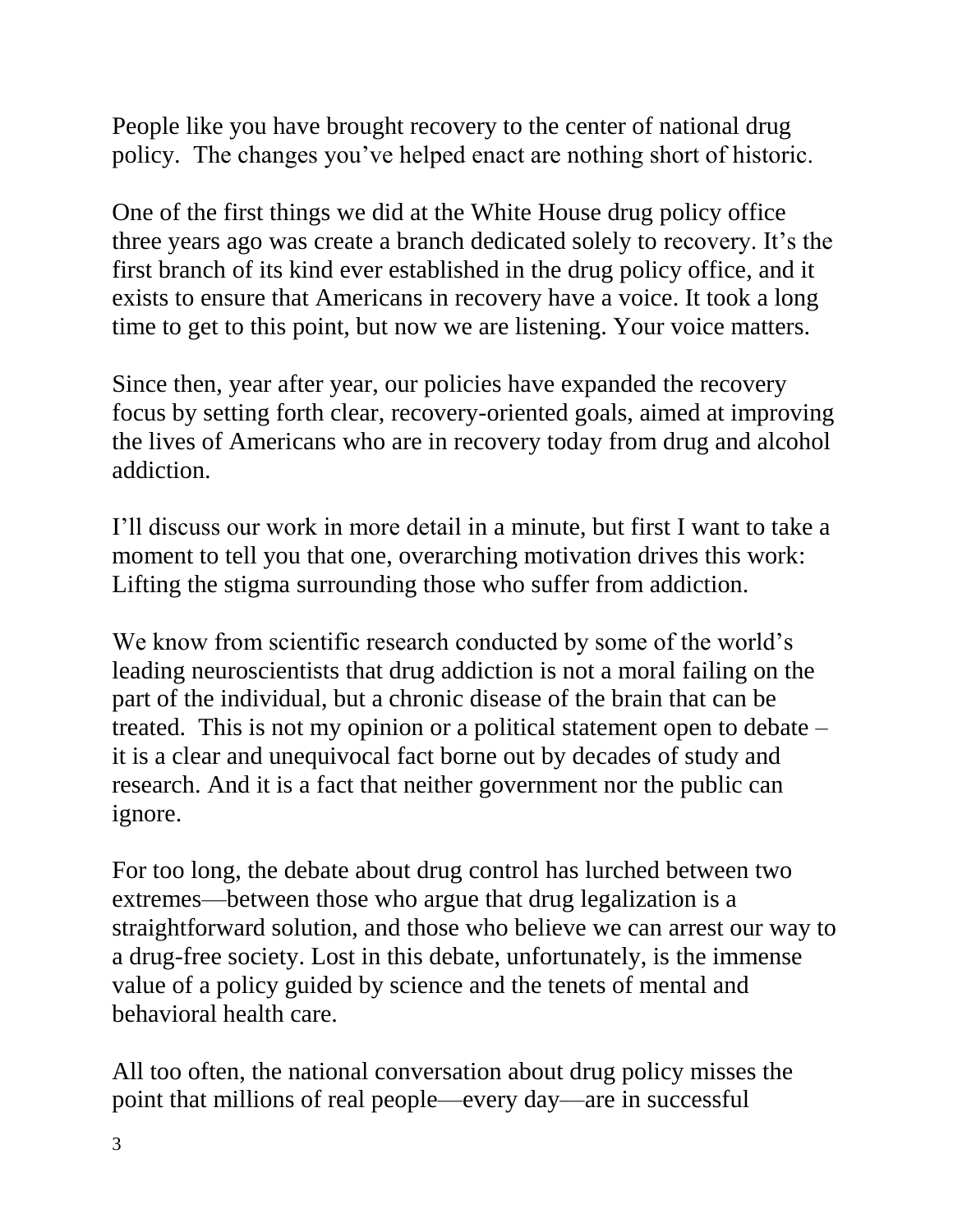People like you have brought recovery to the center of national drug policy. The changes you've helped enact are nothing short of historic.

One of the first things we did at the White House drug policy office three years ago was create a branch dedicated solely to recovery. It's the first branch of its kind ever established in the drug policy office, and it exists to ensure that Americans in recovery have a voice. It took a long time to get to this point, but now we are listening. Your voice matters.

Since then, year after year, our policies have expanded the recovery focus by setting forth clear, recovery-oriented goals, aimed at improving the lives of Americans who are in recovery today from drug and alcohol addiction.

I'll discuss our work in more detail in a minute, but first I want to take a moment to tell you that one, overarching motivation drives this work: Lifting the stigma surrounding those who suffer from addiction.

We know from scientific research conducted by some of the world's leading neuroscientists that drug addiction is not a moral failing on the part of the individual, but a chronic disease of the brain that can be treated. This is not my opinion or a political statement open to debate – it is a clear and unequivocal fact borne out by decades of study and research. And it is a fact that neither government nor the public can ignore.

For too long, the debate about drug control has lurched between two extremes—between those who argue that drug legalization is a straightforward solution, and those who believe we can arrest our way to a drug-free society. Lost in this debate, unfortunately, is the immense value of a policy guided by science and the tenets of mental and behavioral health care.

All too often, the national conversation about drug policy misses the point that millions of real people—every day—are in successful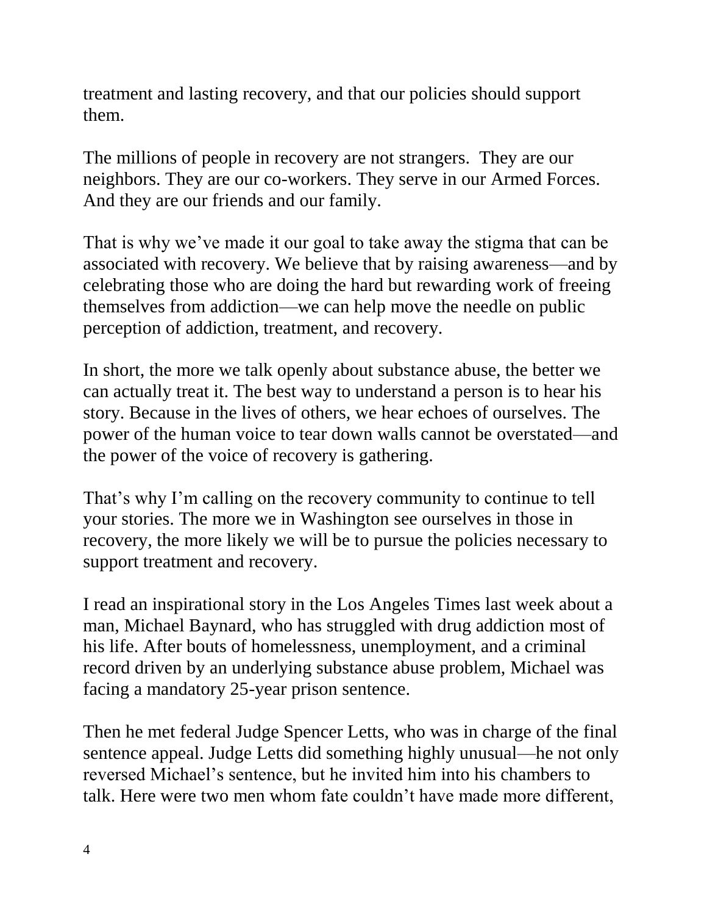treatment and lasting recovery, and that our policies should support them.

The millions of people in recovery are not strangers. They are our neighbors. They are our co-workers. They serve in our Armed Forces. And they are our friends and our family.

That is why we've made it our goal to take away the stigma that can be associated with recovery. We believe that by raising awareness—and by celebrating those who are doing the hard but rewarding work of freeing themselves from addiction—we can help move the needle on public perception of addiction, treatment, and recovery.

In short, the more we talk openly about substance abuse, the better we can actually treat it. The best way to understand a person is to hear his story. Because in the lives of others, we hear echoes of ourselves. The power of the human voice to tear down walls cannot be overstated—and the power of the voice of recovery is gathering.

That's why I'm calling on the recovery community to continue to tell your stories. The more we in Washington see ourselves in those in recovery, the more likely we will be to pursue the policies necessary to support treatment and recovery.

I read an inspirational story in the Los Angeles Times last week about a man, Michael Baynard, who has struggled with drug addiction most of his life. After bouts of homelessness, unemployment, and a criminal record driven by an underlying substance abuse problem, Michael was facing a mandatory 25-year prison sentence.

Then he met federal Judge Spencer Letts, who was in charge of the final sentence appeal. Judge Letts did something highly unusual—he not only reversed Michael's sentence, but he invited him into his chambers to talk. Here were two men whom fate couldn't have made more different,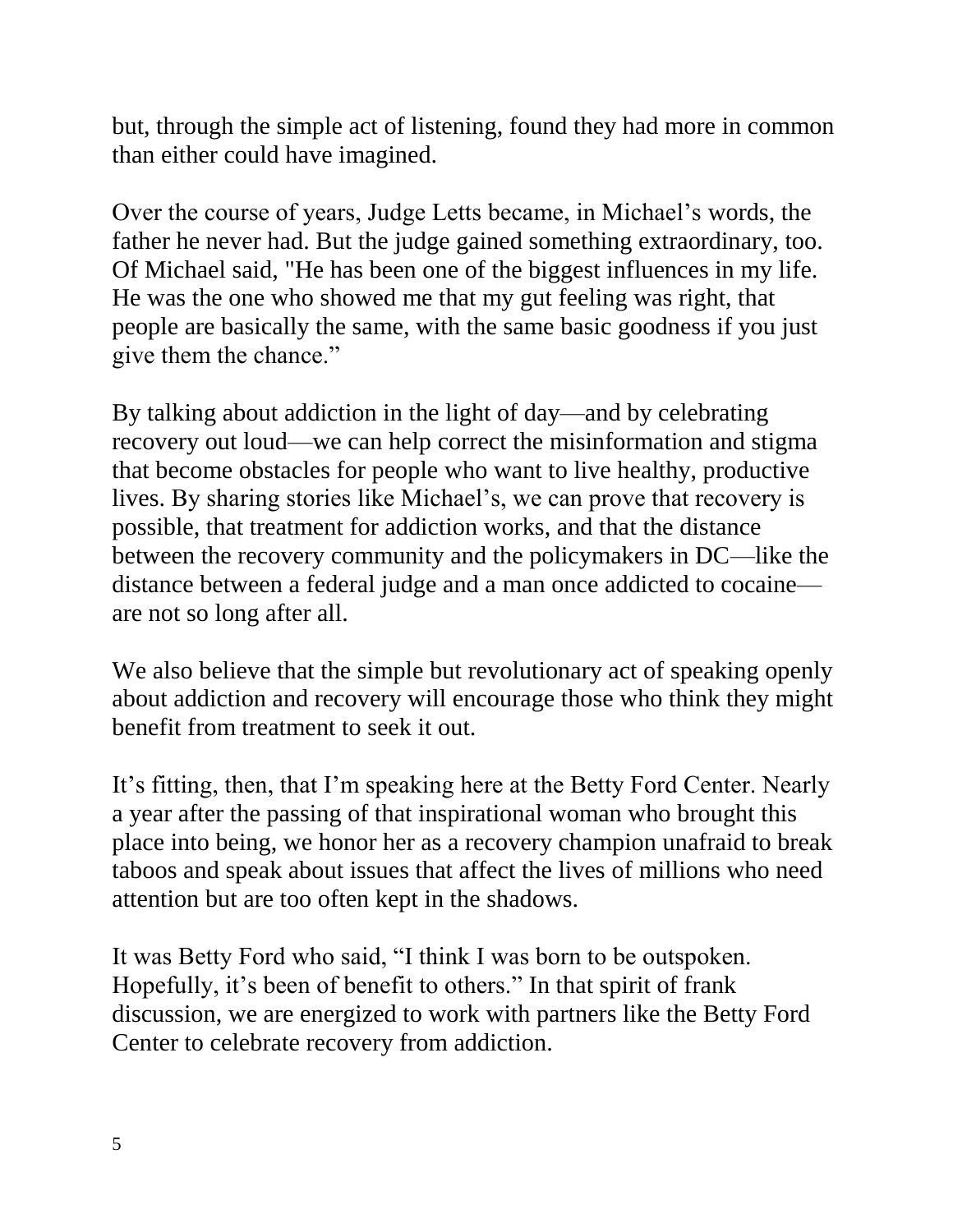but, through the simple act of listening, found they had more in common than either could have imagined.

Over the course of years, Judge Letts became, in Michael's words, the father he never had. But the judge gained something extraordinary, too. Of Michael said, "He has been one of the biggest influences in my life. He was the one who showed me that my gut feeling was right, that people are basically the same, with the same basic goodness if you just give them the chance."

By talking about addiction in the light of day—and by celebrating recovery out loud—we can help correct the misinformation and stigma that become obstacles for people who want to live healthy, productive lives. By sharing stories like Michael's, we can prove that recovery is possible, that treatment for addiction works, and that the distance between the recovery community and the policymakers in DC—like the distance between a federal judge and a man once addicted to cocaine—are not so long after all.

We also believe that the simple but revolutionary act of speaking openly about addiction and recovery will encourage those who think they might benefit from treatment to seek it out.

It's fitting, then, that I'm speaking here at the Betty Ford Center. Nearly a year after the passing of that inspirational woman who brought this place into being, we honor her as a recovery champion unafraid to break taboos and speak about issues that affect the lives of millions who need attention but are too often kept in the shadows.

It was Betty Ford who said, "I think I was born to be outspoken. Hopefully, it's been of benefit to others." In that spirit of frank discussion, we are energized to work with partners like the Betty Ford Center to celebrate recovery from addiction.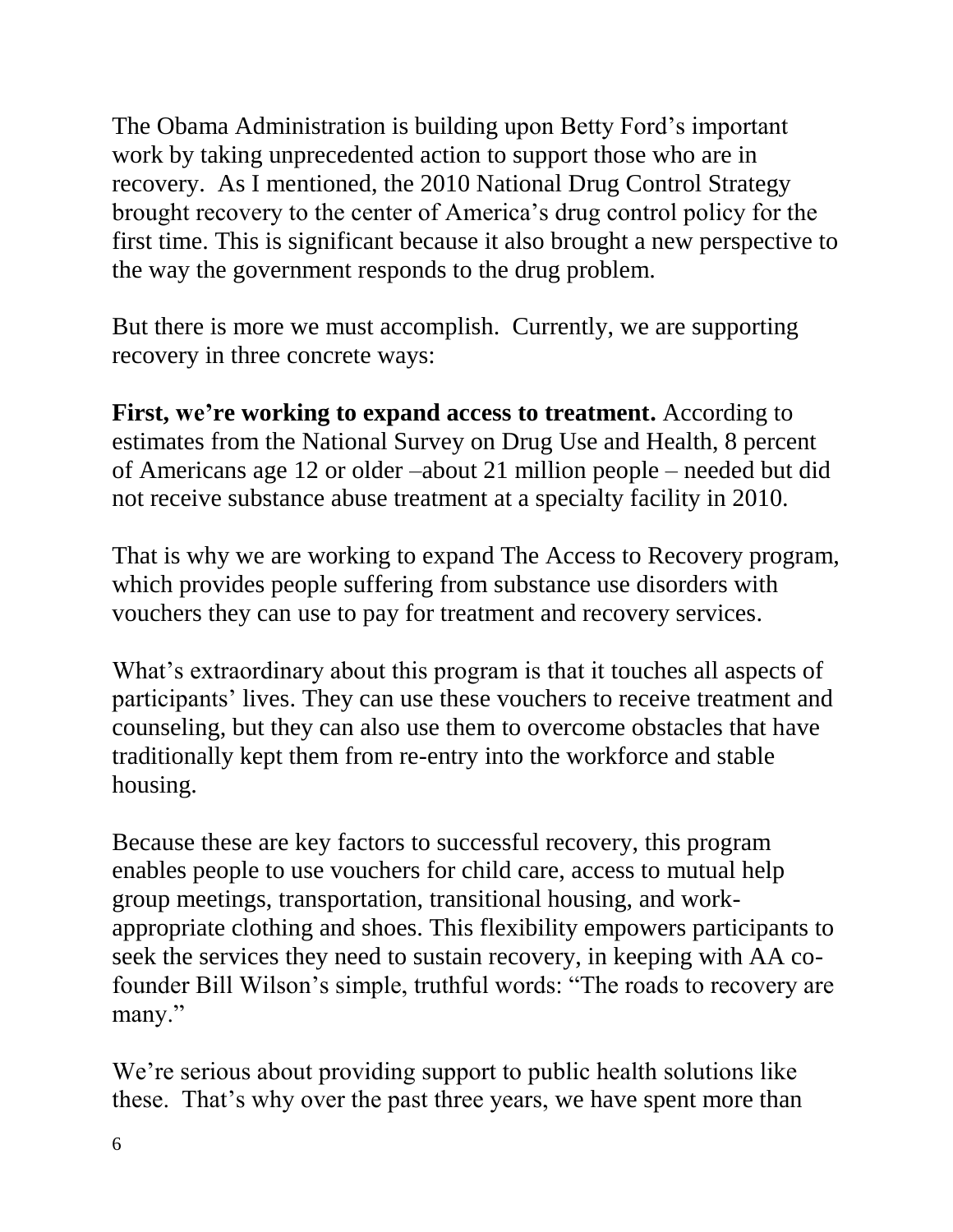The Obama Administration is building upon Betty Ford's important work by taking unprecedented action to support those who are in recovery. As I mentioned, the 2010 National Drug Control Strategy brought recovery to the center of America's drug control policy for the first time. This is significant because it also brought a new perspective to the way the government responds to the drug problem.

But there is more we must accomplish. Currently, we are supporting recovery in three concrete ways:

**First, we're working to expand access to treatment.** According to estimates from the National Survey on Drug Use and Health, 8 percent of Americans age 12 or older –about 21 million people – needed but did not receive substance abuse treatment at a specialty facility in 2010.

That is why we are working to expand The Access to Recovery program, which provides people suffering from substance use disorders with vouchers they can use to pay for treatment and recovery services.

What's extraordinary about this program is that it touches all aspects of participants' lives. They can use these vouchers to receive treatment and counseling, but they can also use them to overcome obstacles that have traditionally kept them from re-entry into the workforce and stable housing.

Because these are key factors to successful recovery, this program enables people to use vouchers for child care, access to mutual help group meetings, transportation, transitional housing, and work-appropriate clothing and shoes. This flexibility empowers participants to seek the services they need to sustain recovery, in keeping with AA co-founder Bill Wilson's simple, truthful words: "The roads to recovery are many."

We're serious about providing support to public health solutions like these. That's why over the past three years, we have spent more than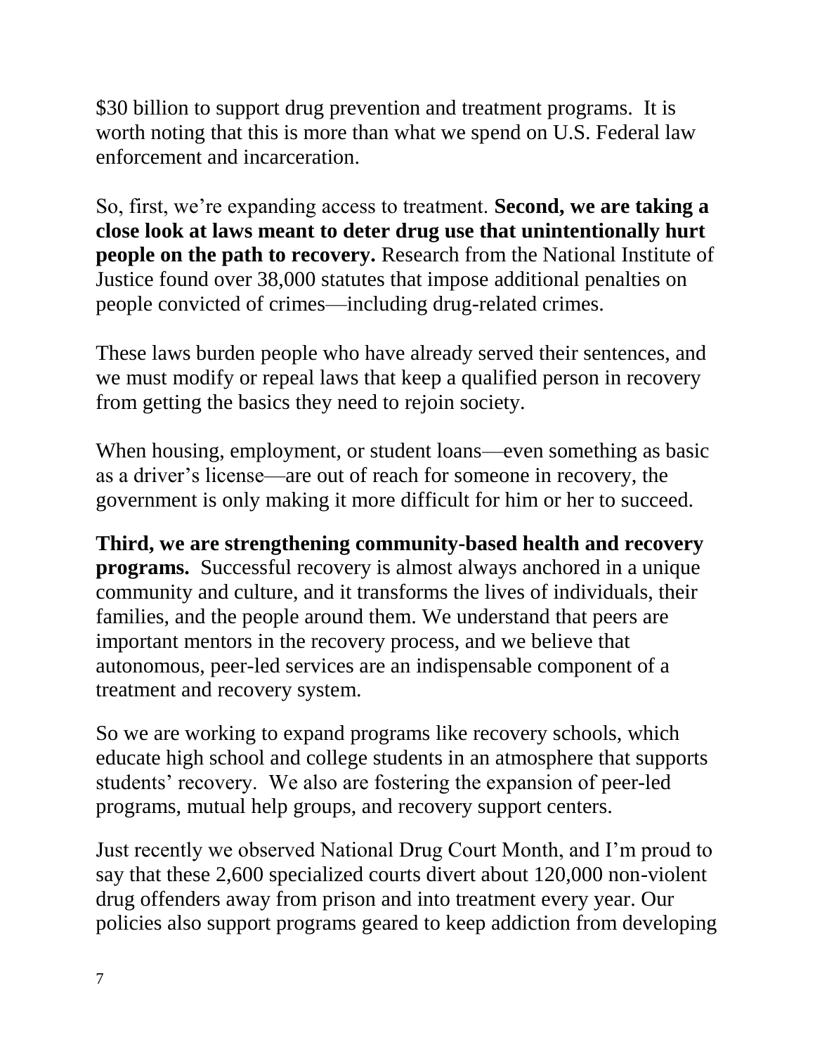$30 billion to support drug prevention and treatment programs. It is worth noting that this is more than what we spend on U.S. Federal law enforcement and incarceration.

So, first, we're expanding access to treatment. **Second, we are taking a close look at laws meant to deter drug use that unintentionally hurt people on the path to recovery.** Research from the National Institute of Justice found over 38,000 statutes that impose additional penalties on people convicted of crimes—including drug-related crimes.

These laws burden people who have already served their sentences, and we must modify or repeal laws that keep a qualified person in recovery from getting the basics they need to rejoin society.

When housing, employment, or student loans—even something as basic as a driver's license—are out of reach for someone in recovery, the government is only making it more difficult for him or her to succeed.

**Third, we are strengthening community-based health and recovery programs.** Successful recovery is almost always anchored in a unique community and culture, and it transforms the lives of individuals, their families, and the people around them. We understand that peers are important mentors in the recovery process, and we believe that autonomous, peer-led services are an indispensable component of a treatment and recovery system.

So we are working to expand programs like recovery schools, which educate high school and college students in an atmosphere that supports students' recovery. We also are fostering the expansion of peer-led programs, mutual help groups, and recovery support centers.

Just recently we observed National Drug Court Month, and I'm proud to say that these 2,600 specialized courts divert about 120,000 non-violent drug offenders away from prison and into treatment every year. Our policies also support programs geared to keep addiction from developing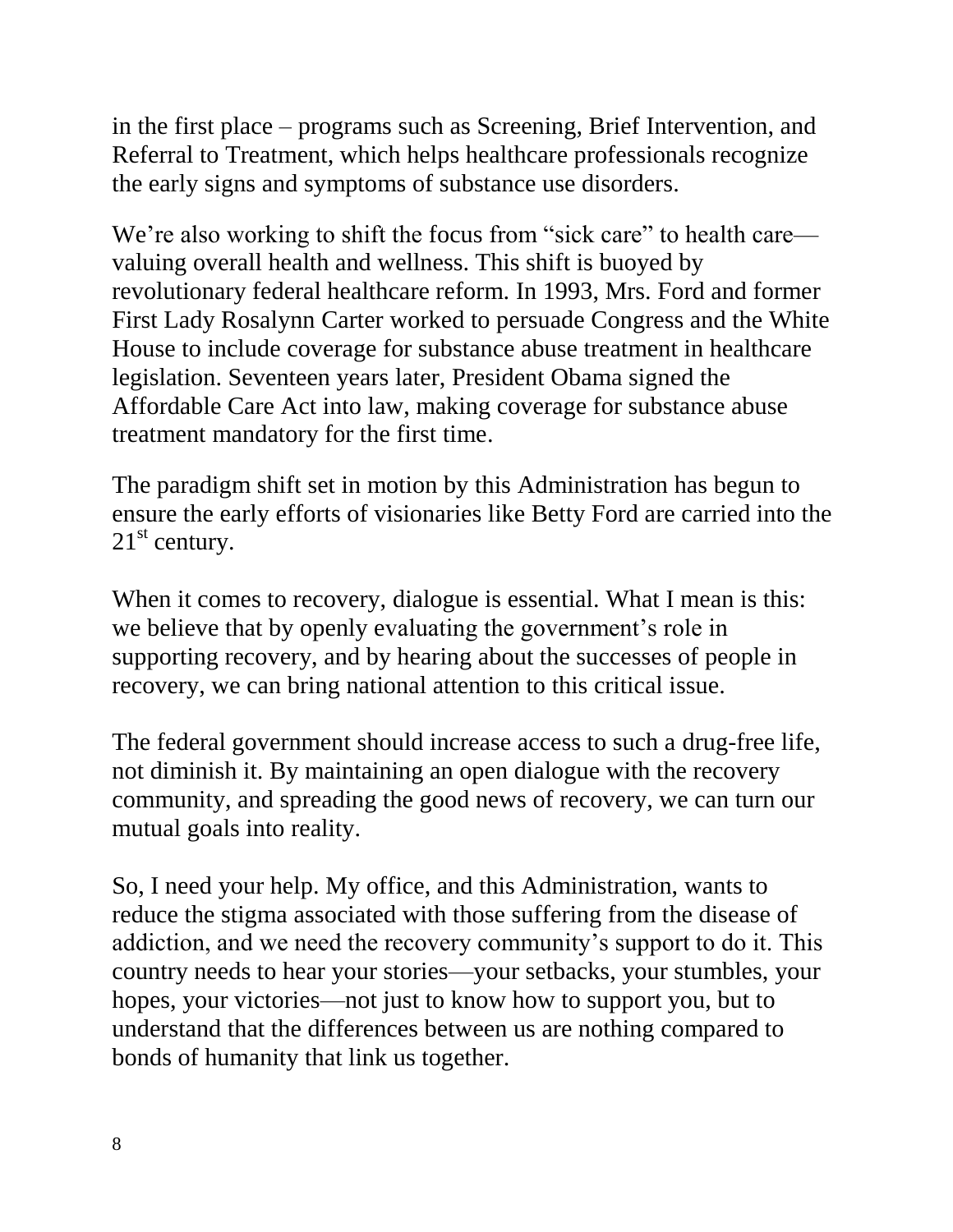in the first place – programs such as Screening, Brief Intervention, and Referral to Treatment, which helps healthcare professionals recognize the early signs and symptoms of substance use disorders.

We're also working to shift the focus from "sick care" to health care—valuing overall health and wellness. This shift is buoyed by revolutionary federal healthcare reform. In 1993, Mrs. Ford and former First Lady Rosalynn Carter worked to persuade Congress and the White House to include coverage for substance abuse treatment in healthcare legislation. Seventeen years later, President Obama signed the Affordable Care Act into law, making coverage for substance abuse treatment mandatory for the first time.

The paradigm shift set in motion by this Administration has begun to ensure the early efforts of visionaries like Betty Ford are carried into the 21st century.

When it comes to recovery, dialogue is essential. What I mean is this: we believe that by openly evaluating the government's role in supporting recovery, and by hearing about the successes of people in recovery, we can bring national attention to this critical issue.

The federal government should increase access to such a drug-free life, not diminish it. By maintaining an open dialogue with the recovery community, and spreading the good news of recovery, we can turn our mutual goals into reality.

So, I need your help. My office, and this Administration, wants to reduce the stigma associated with those suffering from the disease of addiction, and we need the recovery community's support to do it. This country needs to hear your stories—your setbacks, your stumbles, your hopes, your victories—not just to know how to support you, but to understand that the differences between us are nothing compared to bonds of humanity that link us together.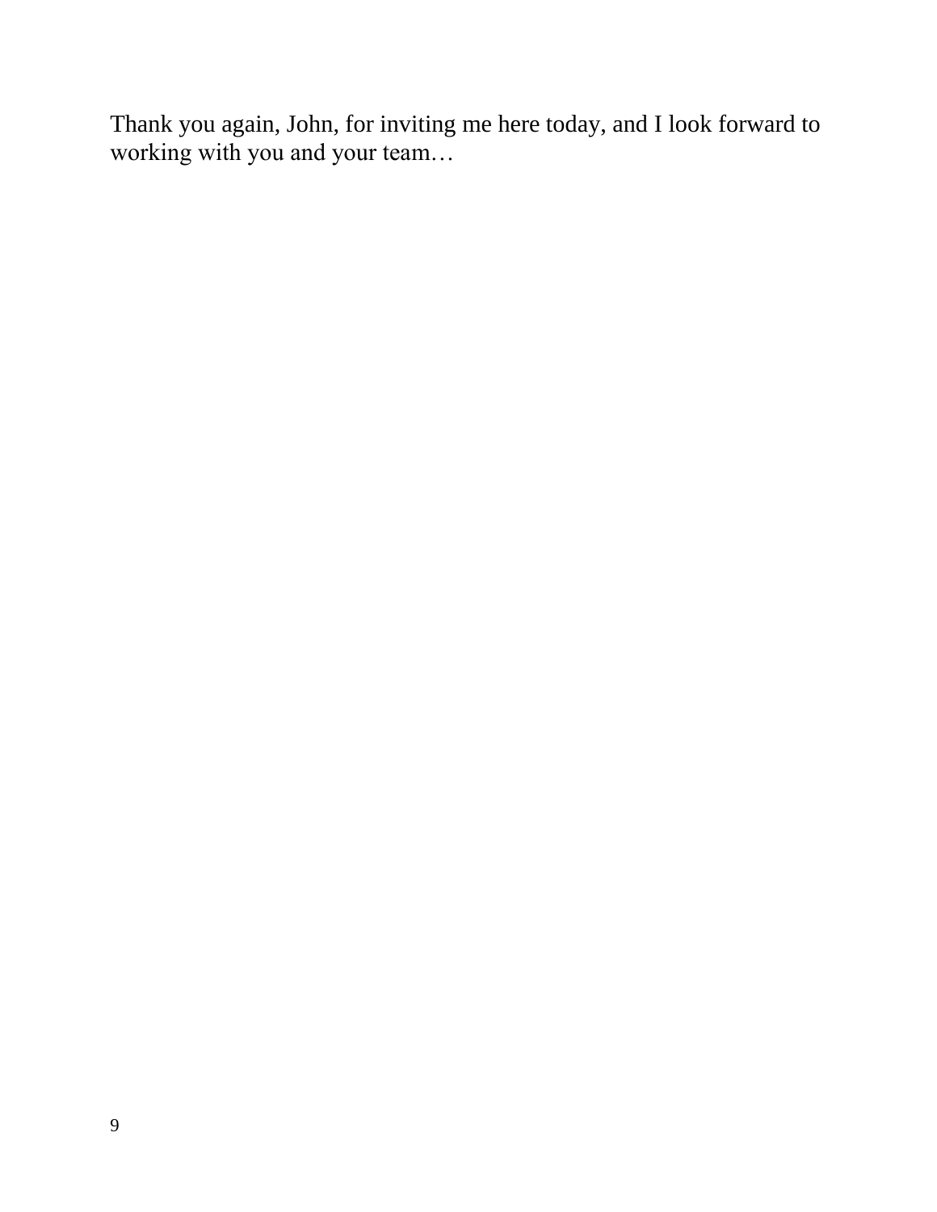Thank you again, John, for inviting me here today, and I look forward to working with you and your team…